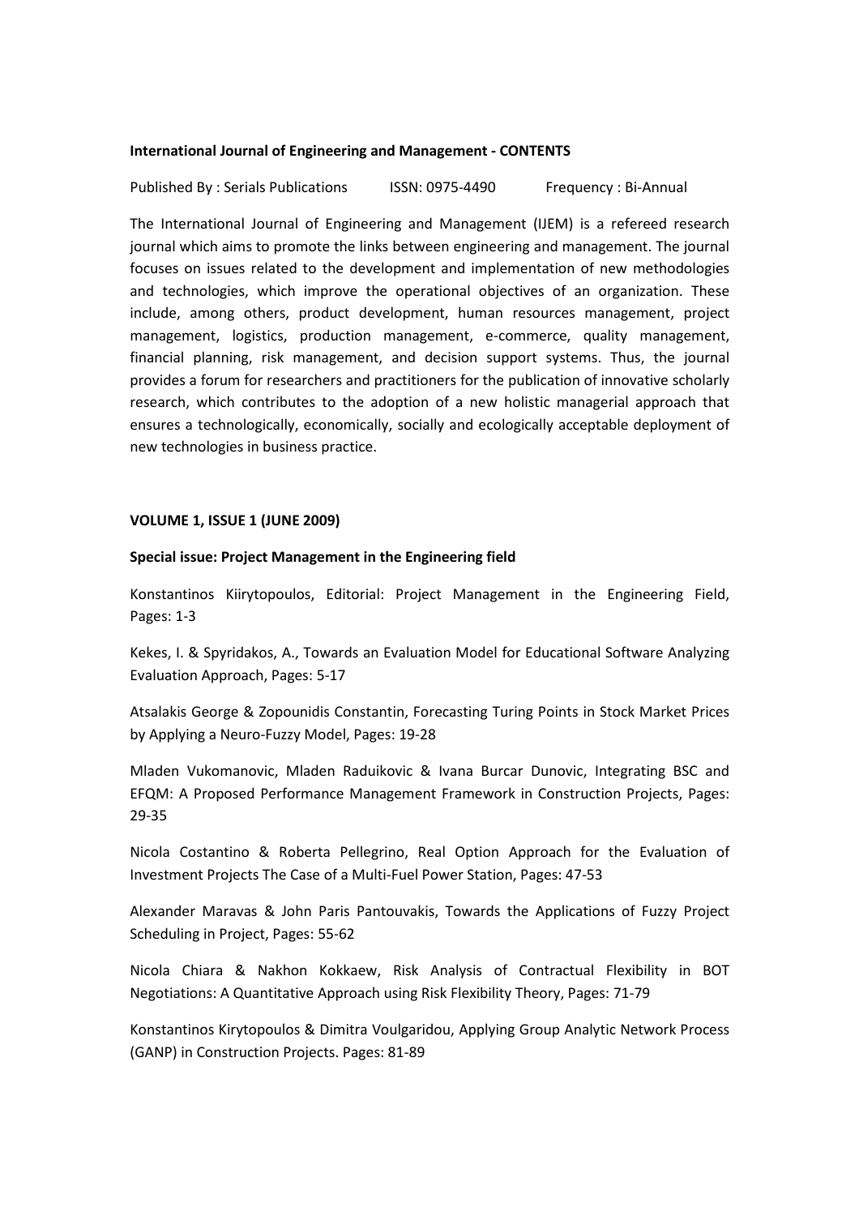**International Journal of Engineering and Management - CONTENTS**

Published By : Serials Publications  ISSN: 0975-4490  Frequency : Bi-Annual

The International Journal of Engineering and Management (IJEM) is a refereed research journal which aims to promote the links between engineering and management. The journal focuses on issues related to the development and implementation of new methodologies and technologies, which improve the operational objectives of an organization. These include, among others, product development, human resources management, project management, logistics, production management, e-commerce, quality management, financial planning, risk management, and decision support systems. Thus, the journal provides a forum for researchers and practitioners for the publication of innovative scholarly research, which contributes to the adoption of a new holistic managerial approach that ensures a technologically, economically, socially and ecologically acceptable deployment of new technologies in business practice.

**VOLUME 1, ISSUE 1 (JUNE 2009)**

**Special issue: Project Management in the Engineering field**

Konstantinos Kiirytopoulos, Editorial: Project Management in the Engineering Field, Pages: 1-3

Kekes, I. & Spyridakos, A., Towards an Evaluation Model for Educational Software Analyzing Evaluation Approach, Pages: 5-17

Atsalakis George & Zopounidis Constantin, Forecasting Turing Points in Stock Market Prices by Applying a Neuro-Fuzzy Model, Pages: 19-28

Mladen Vukomanovic, Mladen Raduikovic & Ivana Burcar Dunovic, Integrating BSC and EFQM: A Proposed Performance Management Framework in Construction Projects, Pages: 29-35

Nicola Costantino & Roberta Pellegrino, Real Option Approach for the Evaluation of Investment Projects The Case of a Multi-Fuel Power Station, Pages: 47-53

Alexander Maravas & John Paris Pantouvakis, Towards the Applications of Fuzzy Project Scheduling in Project, Pages: 55-62

Nicola Chiara & Nakhon Kokkaew, Risk Analysis of Contractual Flexibility in BOT Negotiations: A Quantitative Approach using Risk Flexibility Theory, Pages: 71-79

Konstantinos Kirytopoulos & Dimitra Voulgaridou, Applying Group Analytic Network Process (GANP) in Construction Projects. Pages: 81-89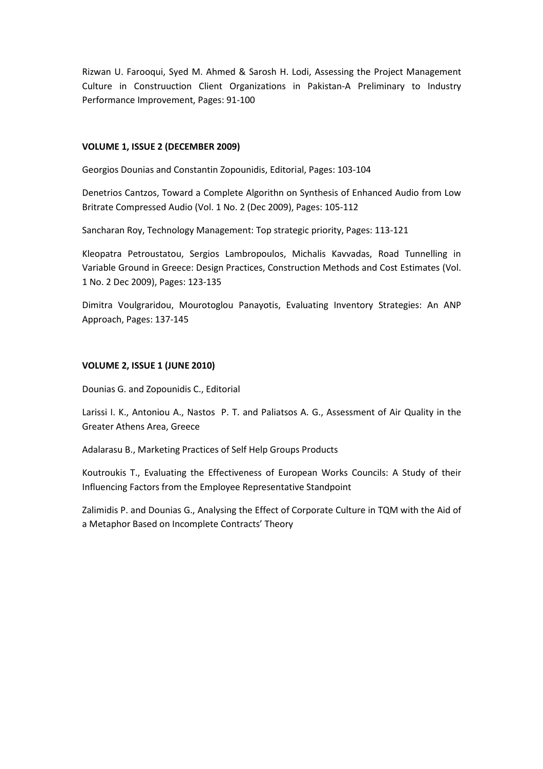Rizwan U. Farooqui, Syed M. Ahmed & Sarosh H. Lodi, Assessing the Project Management Culture in Construuction Client Organizations in Pakistan-A Preliminary to Industry Performance Improvement, Pages: 91-100

**VOLUME 1, ISSUE 2 (DECEMBER 2009)**

Georgios Dounias and Constantin Zopounidis, Editorial, Pages: 103-104

Denetrios Cantzos, Toward a Complete Algorithn on Synthesis of Enhanced Audio from Low Britrate Compressed Audio (Vol. 1 No. 2 (Dec 2009), Pages: 105-112

Sancharan Roy, Technology Management: Top strategic priority, Pages: 113-121

Kleopatra Petroustatou, Sergios Lambropoulos, Michalis Kavvadas, Road Tunnelling in Variable Ground in Greece: Design Practices, Construction Methods and Cost Estimates (Vol. 1 No. 2 Dec 2009), Pages: 123-135

Dimitra Voulgraridou, Mourotoglou Panayotis, Evaluating Inventory Strategies: An ANP Approach, Pages: 137-145

**VOLUME 2, ISSUE 1 (JUNE 2010)**

Dounias G. and Zopounidis C., Editorial

Larissi I. K., Antoniou A., Nastos P. T. and Paliatsos A. G., Assessment of Air Quality in the Greater Athens Area, Greece

Adalarasu B., Marketing Practices of Self Help Groups Products

Koutroukis T., Evaluating the Effectiveness of European Works Councils: A Study of their Influencing Factors from the Employee Representative Standpoint

Zalimidis P. and Dounias G., Analysing the Effect of Corporate Culture in TQM with the Aid of a Metaphor Based on Incomplete Contracts' Theory